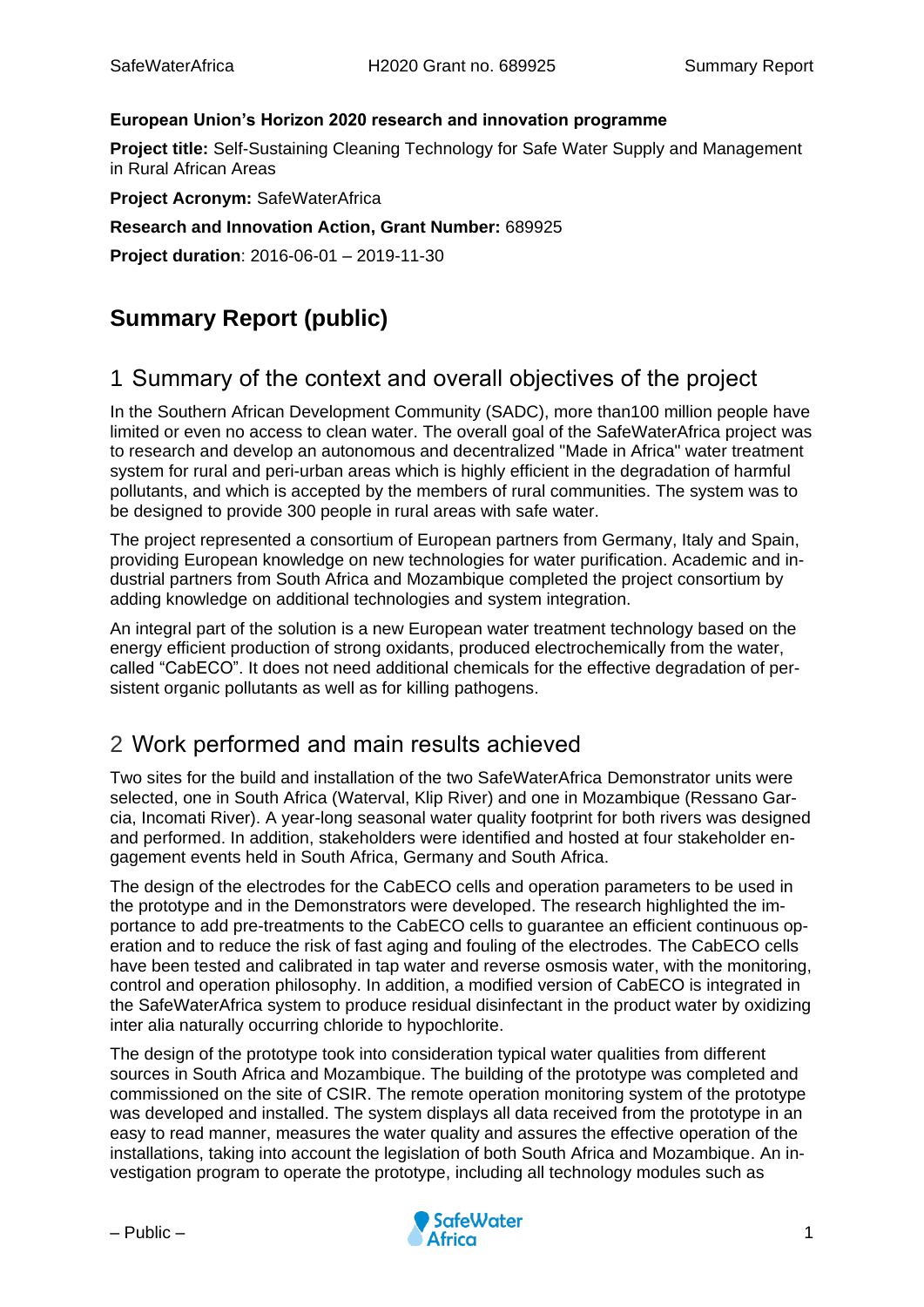**European Union's Horizon 2020 research and innovation programme**

**Project title:** Self-Sustaining Cleaning Technology for Safe Water Supply and Management in Rural African Areas

**Project Acronym:** SafeWaterAfrica

**Research and Innovation Action, Grant Number:** 689925

**Project duration**: 2016-06-01 – 2019-11-30

# Summary Report (public)

## 1 Summary of the context and overall objectives of the project

In the Southern African Development Community (SADC), more than100 million people have limited or even no access to clean water. The overall goal of the SafeWaterAfrica project was to research and develop an autonomous and decentralized "Made in Africa" water treatment system for rural and peri-urban areas which is highly efficient in the degradation of harmful pollutants, and which is accepted by the members of rural communities. The system was to be designed to provide 300 people in rural areas with safe water.

The project represented a consortium of European partners from Germany, Italy and Spain, providing European knowledge on new technologies for water purification. Academic and industrial partners from South Africa and Mozambique completed the project consortium by adding knowledge on additional technologies and system integration.

An integral part of the solution is a new European water treatment technology based on the energy efficient production of strong oxidants, produced electrochemically from the water, called "CabECO". It does not need additional chemicals for the effective degradation of persistent organic pollutants as well as for killing pathogens.

## 2 Work performed and main results achieved

Two sites for the build and installation of the two SafeWaterAfrica Demonstrator units were selected, one in South Africa (Waterval, Klip River) and one in Mozambique (Ressano Garcia, Incomati River). A year-long seasonal water quality footprint for both rivers was designed and performed. In addition, stakeholders were identified and hosted at four stakeholder engagement events held in South Africa, Germany and South Africa.

The design of the electrodes for the CabECO cells and operation parameters to be used in the prototype and in the Demonstrators were developed. The research highlighted the importance to add pre-treatments to the CabECO cells to guarantee an efficient continuous operation and to reduce the risk of fast aging and fouling of the electrodes. The CabECO cells have been tested and calibrated in tap water and reverse osmosis water, with the monitoring, control and operation philosophy. In addition, a modified version of CabECO is integrated in the SafeWaterAfrica system to produce residual disinfectant in the product water by oxidizing inter alia naturally occurring chloride to hypochlorite.

The design of the prototype took into consideration typical water qualities from different sources in South Africa and Mozambique. The building of the prototype was completed and commissioned on the site of CSIR. The remote operation monitoring system of the prototype was developed and installed. The system displays all data received from the prototype in an easy to read manner, measures the water quality and assures the effective operation of the installations, taking into account the legislation of both South Africa and Mozambique. An investigation program to operate the prototype, including all technology modules such as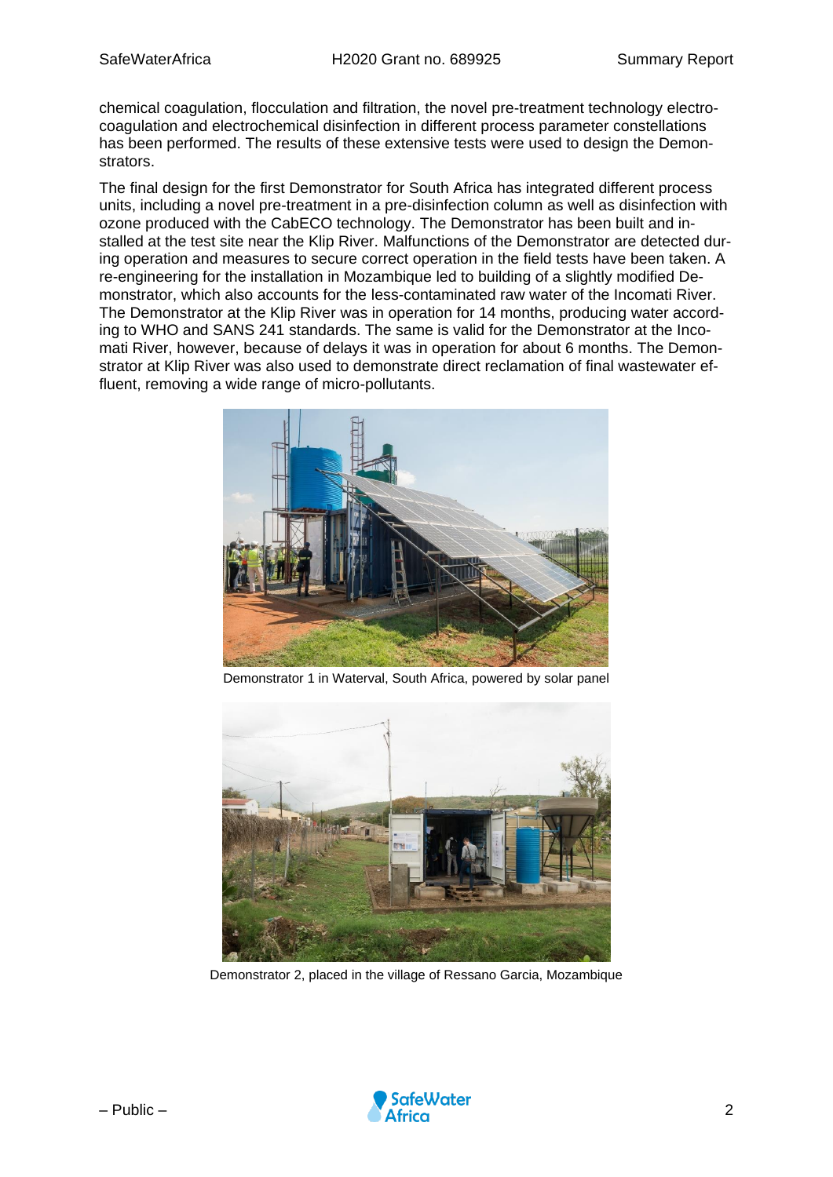chemical coagulation, flocculation and filtration, the novel pre-treatment technology electro-coagulation and electrochemical disinfection in different process parameter constellations has been performed. The results of these extensive tests were used to design the Demonstrators.

The final design for the first Demonstrator for South Africa has integrated different process units, including a novel pre-treatment in a pre-disinfection column as well as disinfection with ozone produced with the CabECO technology. The Demonstrator has been built and installed at the test site near the Klip River. Malfunctions of the Demonstrator are detected during operation and measures to secure correct operation in the field tests have been taken. A re-engineering for the installation in Mozambique led to building of a slightly modified Demonstrator, which also accounts for the less-contaminated raw water of the Incomati River. The Demonstrator at the Klip River was in operation for 14 months, producing water according to WHO and SANS 241 standards. The same is valid for the Demonstrator at the Incomati River, however, because of delays it was in operation for about 6 months. The Demonstrator at Klip River was also used to demonstrate direct reclamation of final wastewater effluent, removing a wide range of micro-pollutants.

Demonstrator 1 in Waterval, South Africa, powered by solar panel

Demonstrator 2, placed in the village of Ressano Garcia, Mozambique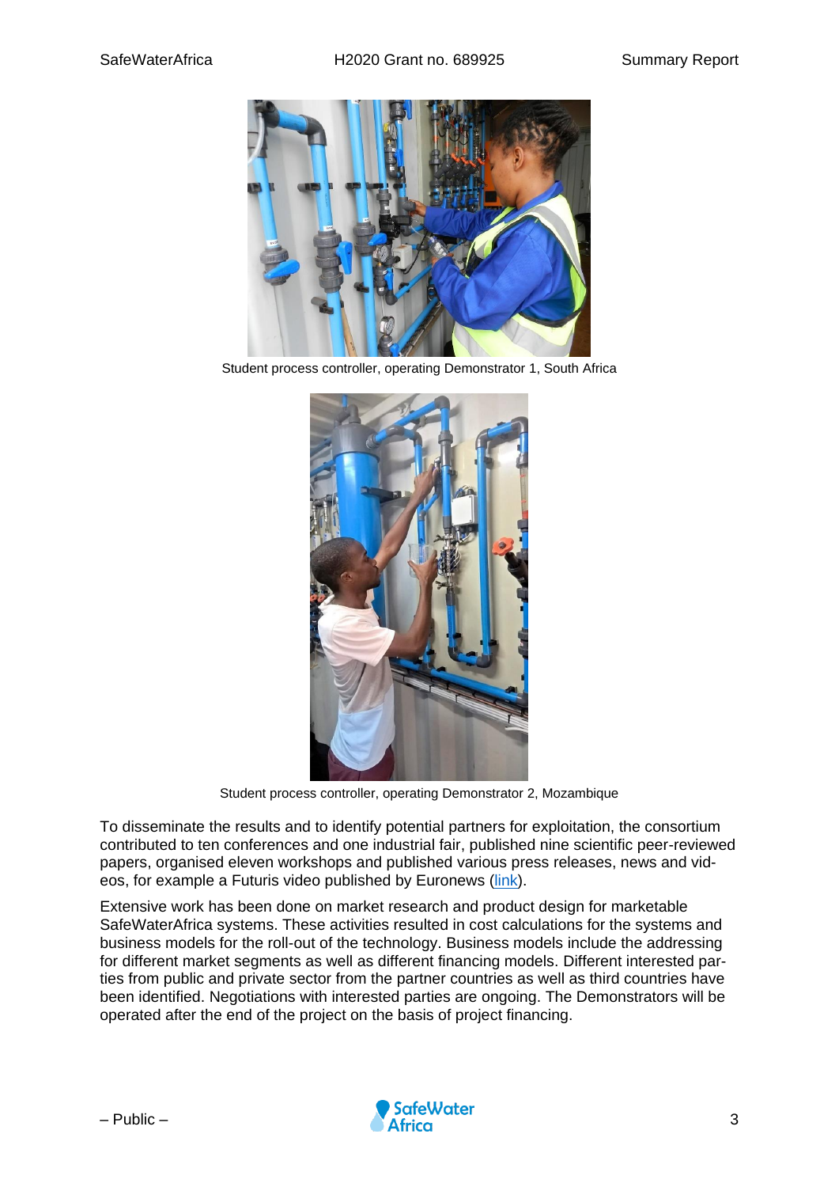Student process controller, operating Demonstrator 1, South Africa

Student process controller, operating Demonstrator 2, Mozambique

To disseminate the results and to identify potential partners for exploitation, the consortium contributed to ten conferences and one industrial fair, published nine scientific peer-reviewed papers, organised eleven workshops and published various press releases, news and videos, for example a Futuris video published by Euronews (link).

Extensive work has been done on market research and product design for marketable SafeWaterAfrica systems. These activities resulted in cost calculations for the systems and business models for the roll-out of the technology. Business models include the addressing for different market segments as well as different financing models. Different interested parties from public and private sector from the partner countries as well as third countries have been identified. Negotiations with interested parties are ongoing. The Demonstrators will be operated after the end of the project on the basis of project financing.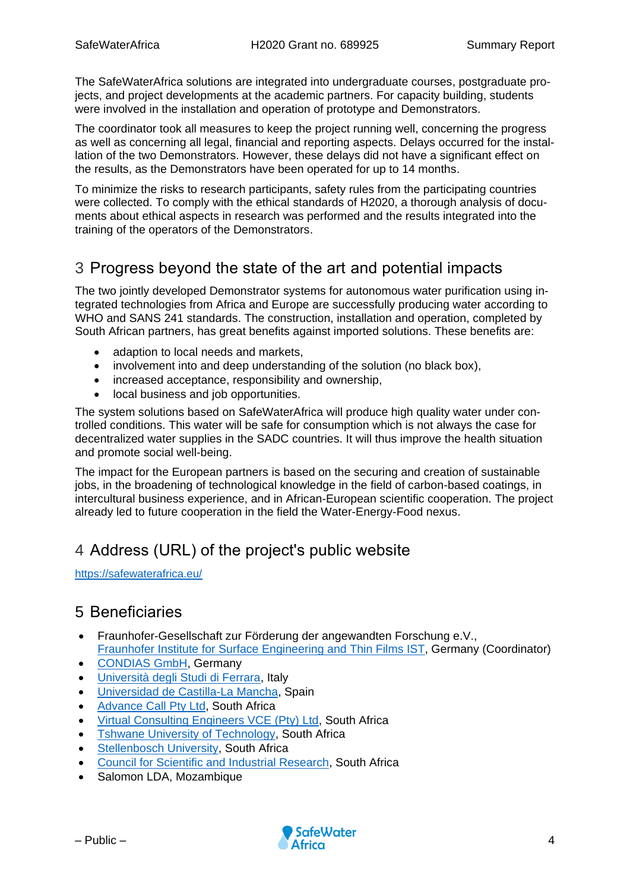The SafeWaterAfrica solutions are integrated into undergraduate courses, postgraduate projects, and project developments at the academic partners. For capacity building, students were involved in the installation and operation of prototype and Demonstrators.

The coordinator took all measures to keep the project running well, concerning the progress as well as concerning all legal, financial and reporting aspects. Delays occurred for the installation of the two Demonstrators. However, these delays did not have a significant effect on the results, as the Demonstrators have been operated for up to 14 months.

To minimize the risks to research participants, safety rules from the participating countries were collected. To comply with the ethical standards of H2020, a thorough analysis of documents about ethical aspects in research was performed and the results integrated into the training of the operators of the Demonstrators.

## 3 Progress beyond the state of the art and potential impacts

The two jointly developed Demonstrator systems for autonomous water purification using integrated technologies from Africa and Europe are successfully producing water according to WHO and SANS 241 standards. The construction, installation and operation, completed by South African partners, has great benefits against imported solutions. These benefits are:

- adaption to local needs and markets,
- involvement into and deep understanding of the solution (no black box),
- increased acceptance, responsibility and ownership,
- local business and job opportunities.

The system solutions based on SafeWaterAfrica will produce high quality water under controlled conditions. This water will be safe for consumption which is not always the case for decentralized water supplies in the SADC countries. It will thus improve the health situation and promote social well-being.

The impact for the European partners is based on the securing and creation of sustainable jobs, in the broadening of technological knowledge in the field of carbon-based coatings, in intercultural business experience, and in African-European scientific cooperation. The project already led to future cooperation in the field the Water-Energy-Food nexus.

## 4 Address (URL) of the project's public website

https://safewaterafrica.eu/

## 5 Beneficiaries

- Fraunhofer-Gesellschaft zur Förderung der angewandten Forschung e.V., Fraunhofer Institute for Surface Engineering and Thin Films IST, Germany (Coordinator)
- CONDIAS GmbH, Germany
- Università degli Studi di Ferrara, Italy
- Universidad de Castilla-La Mancha, Spain
- Advance Call Pty Ltd, South Africa
- Virtual Consulting Engineers VCE (Pty) Ltd, South Africa
- Tshwane University of Technology, South Africa
- Stellenbosch University, South Africa
- Council for Scientific and Industrial Research, South Africa
- Salomon LDA, Mozambique